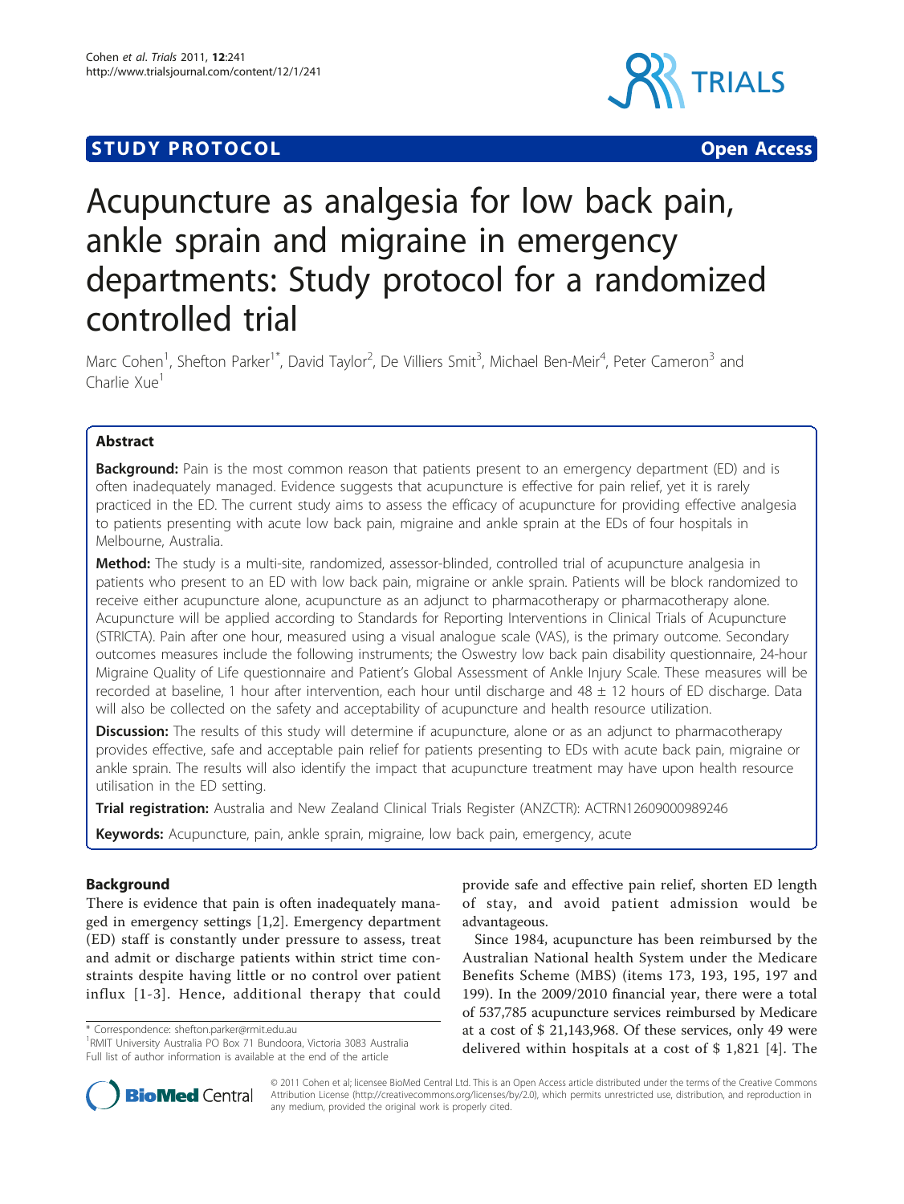STUDY PROTOCOL Open Access

# Acupuncture as analgesia for low back pain, ankle sprain and migraine in emergency departments: Study protocol for a randomized controlled trial

Marc Cohen[1], Shefton Parker[1*], David Taylor[2], De Villiers Smit[3], Michael Ben-Meir[4], Peter Cameron[3] and Charlie Xue[1]

## Abstract

**Background:** Pain is the most common reason that patients present to an emergency department (ED) and is often inadequately managed. Evidence suggests that acupuncture is effective for pain relief, yet it is rarely practiced in the ED. The current study aims to assess the efficacy of acupuncture for providing effective analgesia to patients presenting with acute low back pain, migraine and ankle sprain at the EDs of four hospitals in Melbourne, Australia.

**Method:** The study is a multi-site, randomized, assessor-blinded, controlled trial of acupuncture analgesia in patients who present to an ED with low back pain, migraine or ankle sprain. Patients will be block randomized to receive either acupuncture alone, acupuncture as an adjunct to pharmacotherapy or pharmacotherapy alone. Acupuncture will be applied according to Standards for Reporting Interventions in Clinical Trials of Acupuncture (STRICTA). Pain after one hour, measured using a visual analogue scale (VAS), is the primary outcome. Secondary outcomes measures include the following instruments; the Oswestry low back pain disability questionnaire, 24-hour Migraine Quality of Life questionnaire and Patient's Global Assessment of Ankle Injury Scale. These measures will be recorded at baseline, 1 hour after intervention, each hour until discharge and 48 ± 12 hours of ED discharge. Data will also be collected on the safety and acceptability of acupuncture and health resource utilization.

**Discussion:** The results of this study will determine if acupuncture, alone or as an adjunct to pharmacotherapy provides effective, safe and acceptable pain relief for patients presenting to EDs with acute back pain, migraine or ankle sprain. The results will also identify the impact that acupuncture treatment may have upon health resource utilisation in the ED setting.

**Trial registration:** Australia and New Zealand Clinical Trials Register (ANZCTR): ACTRN12609000989246

**Keywords:** Acupuncture, pain, ankle sprain, migraine, low back pain, emergency, acute

## Background

There is evidence that pain is often inadequately managed in emergency settings [1,2]. Emergency department (ED) staff is constantly under pressure to assess, treat and admit or discharge patients within strict time constraints despite having little or no control over patient influx [1-3]. Hence, additional therapy that could provide safe and effective pain relief, shorten ED length of stay, and avoid patient admission would be advantageous.

Since 1984, acupuncture has been reimbursed by the Australian National health System under the Medicare Benefits Scheme (MBS) (items 173, 193, 195, 197 and 199). In the 2009/2010 financial year, there were a total of 537,785 acupuncture services reimbursed by Medicare at a cost of $ 21,143,968. Of these services, only 49 were delivered within hospitals at a cost of $ 1,821 [4]. The

\* Correspondence: shefton.parker@rmit.edu.au
[1]RMIT University Australia PO Box 71 Bundoora, Victoria 3083 Australia
Full list of author information is available at the end of the article

© 2011 Cohen et al; licensee BioMed Central Ltd. This is an Open Access article distributed under the terms of the Creative Commons Attribution License (http://creativecommons.org/licenses/by/2.0), which permits unrestricted use, distribution, and reproduction in any medium, provided the original work is properly cited.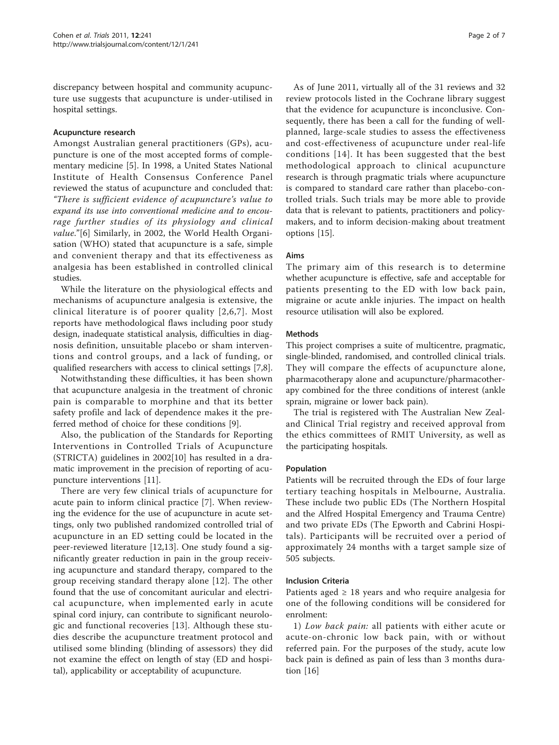discrepancy between hospital and community acupuncture use suggests that acupuncture is under-utilised in hospital settings.

### Acupuncture research

Amongst Australian general practitioners (GPs), acupuncture is one of the most accepted forms of complementary medicine [5]. In 1998, a United States National Institute of Health Consensus Conference Panel reviewed the status of acupuncture and concluded that: *"There is sufficient evidence of acupuncture's value to expand its use into conventional medicine and to encourage further studies of its physiology and clinical value."*[6] Similarly, in 2002, the World Health Organisation (WHO) stated that acupuncture is a safe, simple and convenient therapy and that its effectiveness as analgesia has been established in controlled clinical studies.

While the literature on the physiological effects and mechanisms of acupuncture analgesia is extensive, the clinical literature is of poorer quality [2,6,7]. Most reports have methodological flaws including poor study design, inadequate statistical analysis, difficulties in diagnosis definition, unsuitable placebo or sham interventions and control groups, and a lack of funding, or qualified researchers with access to clinical settings [7,8].

Notwithstanding these difficulties, it has been shown that acupuncture analgesia in the treatment of chronic pain is comparable to morphine and that its better safety profile and lack of dependence makes it the preferred method of choice for these conditions [9].

Also, the publication of the Standards for Reporting Interventions in Controlled Trials of Acupuncture (STRICTA) guidelines in 2002[10] has resulted in a dramatic improvement in the precision of reporting of acupuncture interventions [11].

There are very few clinical trials of acupuncture for acute pain to inform clinical practice [7]. When reviewing the evidence for the use of acupuncture in acute settings, only two published randomized controlled trial of acupuncture in an ED setting could be located in the peer-reviewed literature [12,13]. One study found a significantly greater reduction in pain in the group receiving acupuncture and standard therapy, compared to the group receiving standard therapy alone [12]. The other found that the use of concomitant auricular and electrical acupuncture, when implemented early in acute spinal cord injury, can contribute to significant neurologic and functional recoveries [13]. Although these studies describe the acupuncture treatment protocol and utilised some blinding (blinding of assessors) they did not examine the effect on length of stay (ED and hospital), applicability or acceptability of acupuncture.

As of June 2011, virtually all of the 31 reviews and 32 review protocols listed in the Cochrane library suggest that the evidence for acupuncture is inconclusive. Consequently, there has been a call for the funding of well-planned, large-scale studies to assess the effectiveness and cost-effectiveness of acupuncture under real-life conditions [14]. It has been suggested that the best methodological approach to clinical acupuncture research is through pragmatic trials where acupuncture is compared to standard care rather than placebo-controlled trials. Such trials may be more able to provide data that is relevant to patients, practitioners and policy-makers, and to inform decision-making about treatment options [15].

### Aims

The primary aim of this research is to determine whether acupuncture is effective, safe and acceptable for patients presenting to the ED with low back pain, migraine or acute ankle injuries. The impact on health resource utilisation will also be explored.

### Methods

This project comprises a suite of multicentre, pragmatic, single-blinded, randomised, and controlled clinical trials. They will compare the effects of acupuncture alone, pharmacotherapy alone and acupuncture/pharmacotherapy combined for the three conditions of interest (ankle sprain, migraine or lower back pain).

The trial is registered with The Australian New Zealand Clinical Trial registry and received approval from the ethics committees of RMIT University, as well as the participating hospitals.

### Population

Patients will be recruited through the EDs of four large tertiary teaching hospitals in Melbourne, Australia. These include two public EDs (The Northern Hospital and the Alfred Hospital Emergency and Trauma Centre) and two private EDs (The Epworth and Cabrini Hospitals). Participants will be recruited over a period of approximately 24 months with a target sample size of 505 subjects.

### Inclusion Criteria

Patients aged ≥ 18 years and who require analgesia for one of the following conditions will be considered for enrolment:

1) *Low back pain:* all patients with either acute or acute-on-chronic low back pain, with or without referred pain. For the purposes of the study, acute low back pain is defined as pain of less than 3 months duration [16]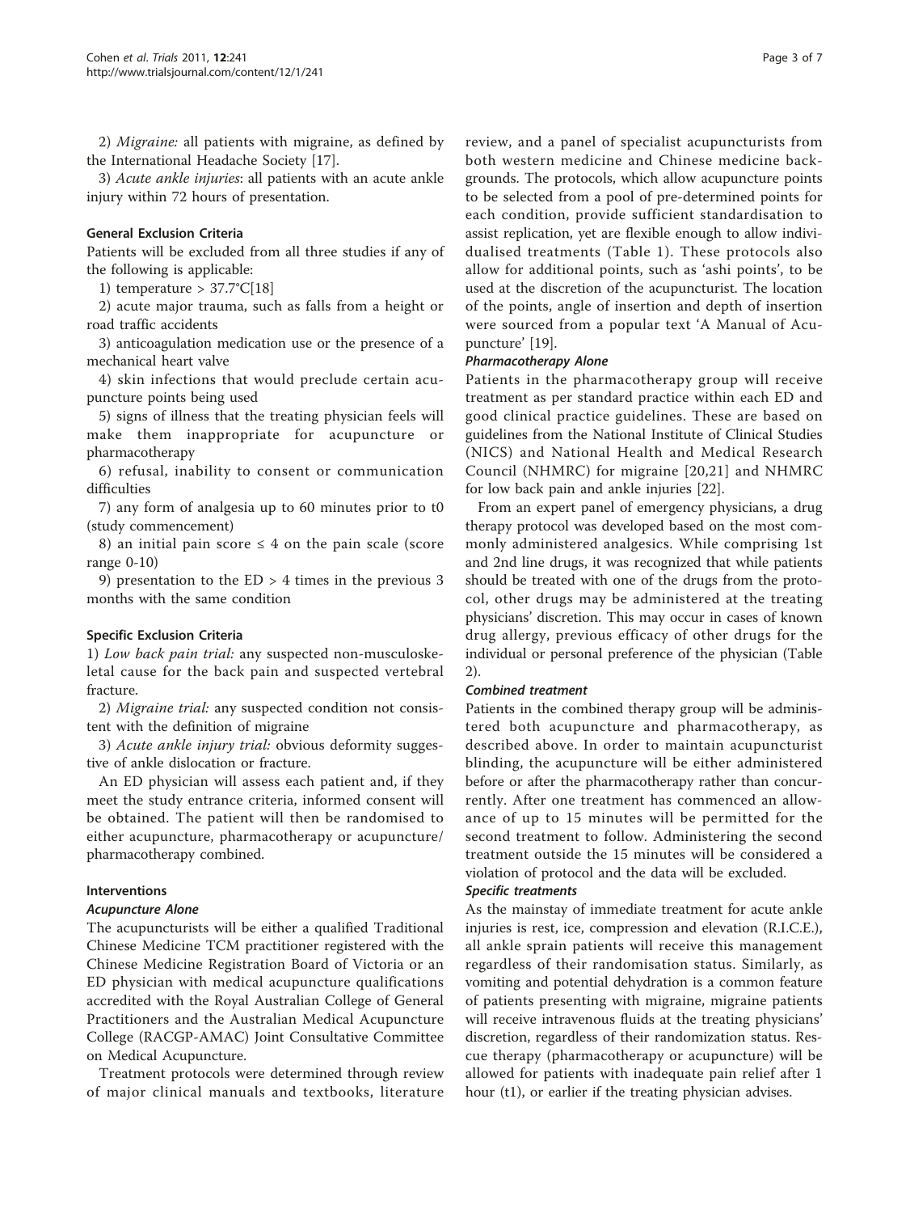2) *Migraine:* all patients with migraine, as defined by the International Headache Society [17].

3) *Acute ankle injuries*: all patients with an acute ankle injury within 72 hours of presentation.

### General Exclusion Criteria

Patients will be excluded from all three studies if any of the following is applicable:

1) temperature > 37.7°C[18]

2) acute major trauma, such as falls from a height or road traffic accidents

3) anticoagulation medication use or the presence of a mechanical heart valve

4) skin infections that would preclude certain acupuncture points being used

5) signs of illness that the treating physician feels will make them inappropriate for acupuncture or pharmacotherapy

6) refusal, inability to consent or communication difficulties

7) any form of analgesia up to 60 minutes prior to t0 (study commencement)

8) an initial pain score ≤ 4 on the pain scale (score range 0-10)

9) presentation to the ED > 4 times in the previous 3 months with the same condition

### Specific Exclusion Criteria

1) *Low back pain trial:* any suspected non-musculoskeletal cause for the back pain and suspected vertebral fracture.

2) *Migraine trial:* any suspected condition not consistent with the definition of migraine

3) *Acute ankle injury trial:* obvious deformity suggestive of ankle dislocation or fracture.

An ED physician will assess each patient and, if they meet the study entrance criteria, informed consent will be obtained. The patient will then be randomised to either acupuncture, pharmacotherapy or acupuncture/pharmacotherapy combined.

### Interventions

#### Acupuncture Alone

The acupuncturists will be either a qualified Traditional Chinese Medicine TCM practitioner registered with the Chinese Medicine Registration Board of Victoria or an ED physician with medical acupuncture qualifications accredited with the Royal Australian College of General Practitioners and the Australian Medical Acupuncture College (RACGP-AMAC) Joint Consultative Committee on Medical Acupuncture.

Treatment protocols were determined through review of major clinical manuals and textbooks, literature review, and a panel of specialist acupuncturists from both western medicine and Chinese medicine backgrounds. The protocols, which allow acupuncture points to be selected from a pool of pre-determined points for each condition, provide sufficient standardisation to assist replication, yet are flexible enough to allow individualised treatments (Table 1). These protocols also allow for additional points, such as 'ashi points', to be used at the discretion of the acupuncturist. The location of the points, angle of insertion and depth of insertion were sourced from a popular text 'A Manual of Acupuncture' [19].

#### Pharmacotherapy Alone

Patients in the pharmacotherapy group will receive treatment as per standard practice within each ED and good clinical practice guidelines. These are based on guidelines from the National Institute of Clinical Studies (NICS) and National Health and Medical Research Council (NHMRC) for migraine [20,21] and NHMRC for low back pain and ankle injuries [22].

From an expert panel of emergency physicians, a drug therapy protocol was developed based on the most commonly administered analgesics. While comprising 1st and 2nd line drugs, it was recognized that while patients should be treated with one of the drugs from the protocol, other drugs may be administered at the treating physicians' discretion. This may occur in cases of known drug allergy, previous efficacy of other drugs for the individual or personal preference of the physician (Table 2).

#### Combined treatment

Patients in the combined therapy group will be administered both acupuncture and pharmacotherapy, as described above. In order to maintain acupuncturist blinding, the acupuncture will be either administered before or after the pharmacotherapy rather than concurrently. After one treatment has commenced an allowance of up to 15 minutes will be permitted for the second treatment to follow. Administering the second treatment outside the 15 minutes will be considered a violation of protocol and the data will be excluded.

#### Specific treatments

As the mainstay of immediate treatment for acute ankle injuries is rest, ice, compression and elevation (R.I.C.E.), all ankle sprain patients will receive this management regardless of their randomisation status. Similarly, as vomiting and potential dehydration is a common feature of patients presenting with migraine, migraine patients will receive intravenous fluids at the treating physicians' discretion, regardless of their randomization status. Rescue therapy (pharmacotherapy or acupuncture) will be allowed for patients with inadequate pain relief after 1 hour (t1), or earlier if the treating physician advises.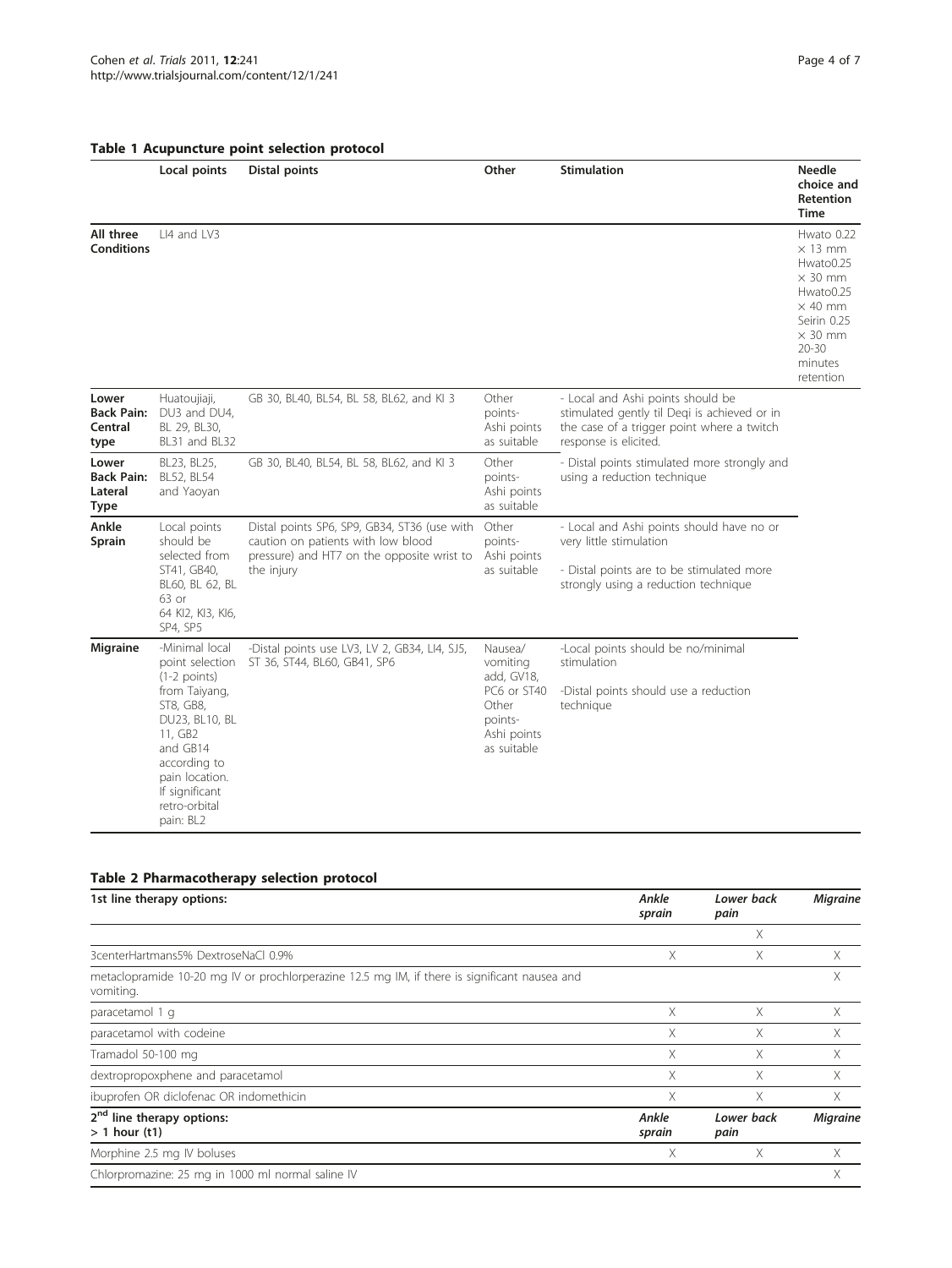**Table 1 Acupuncture point selection protocol**

| | Local points | Distal points | Other | Stimulation | Needle choice and Retention Time |
|---|---|---|---|---|---|
| **All three Conditions** | LI4 and LV3 | | | | Hwato 0.22 × 13 mm Hwato0.25 × 30 mm Hwato0.25 × 40 mm Seirin 0.25 × 30 mm 20-30 minutes retention |
| **Lower Back Pain: Central type** | Huatoujiaji, DU3 and DU4, BL 29, BL30, BL31 and BL32 | GB 30, BL40, BL54, BL 58, BL62, and KI 3 | Other points- Ashi points as suitable | - Local and Ashi points should be stimulated gently til Deqi is achieved or in the case of a trigger point where a twitch response is elicited. | |
| **Lower Back Pain: Lateral Type** | BL23, BL25, BL52, BL54 and Yaoyan | GB 30, BL40, BL54, BL 58, BL62, and KI 3 | Other points- Ashi points as suitable | - Distal points stimulated more strongly and using a reduction technique | |
| **Ankle Sprain** | Local points should be selected from ST41, GB40, BL60, BL 62, BL 63 or 64 KI2, KI3, KI6, SP4, SP5 | Distal points SP6, SP9, GB34, ST36 (use with caution on patients with low blood pressure) and HT7 on the opposite wrist to the injury | Other points- Ashi points as suitable | - Local and Ashi points should have no or very little stimulation<br>- Distal points are to be stimulated more strongly using a reduction technique | |
| **Migraine** | -Minimal local point selection (1-2 points) from Taiyang, ST8, GB8, DU23, BL10, BL 11, GB2 and GB14 according to pain location. If significant retro-orbital pain: BL2 | -Distal points use LV3, LV 2, GB34, LI4, SJ5, ST 36, ST44, BL60, GB41, SP6 | Nausea/ vomiting add, GV18, PC6 or ST40 Other points- Ashi points as suitable | -Local points should be no/minimal stimulation<br>-Distal points should use a reduction technique | |

**Table 2 Pharmacotherapy selection protocol**

| 1st line therapy options: | *Ankle sprain* | *Lower back pain* | *Migraine* |
|---|---|---|---|
| | | X | |
| 3centerHartmans5% DextroseNaCl 0.9% | X | X | X |
| metaclopramide 10-20 mg IV or prochlorperazine 12.5 mg IM, if there is significant nausea and vomiting. | | | X |
| paracetamol 1 g | X | X | X |
| paracetamol with codeine | X | X | X |
| Tramadol 50-100 mg | X | X | X |
| dextropropoxphene and paracetamol | X | X | X |
| ibuprofen OR diclofenac OR indomethicin | X | X | X |
| **2nd line therapy options: > 1 hour (t1)** | ***Ankle sprain*** | ***Lower back pain*** | ***Migraine*** |
| Morphine 2.5 mg IV boluses | X | X | X |
| Chlorpromazine: 25 mg in 1000 ml normal saline IV | | | X |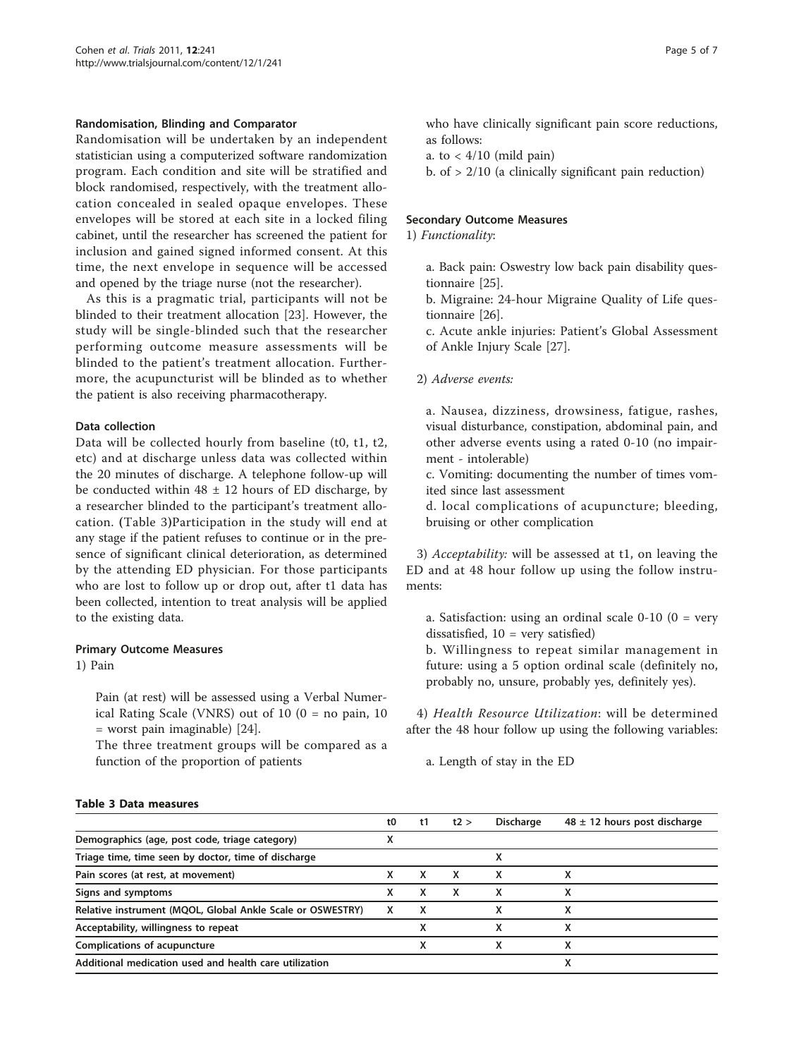### Randomisation, Blinding and Comparator

Randomisation will be undertaken by an independent statistician using a computerized software randomization program. Each condition and site will be stratified and block randomised, respectively, with the treatment allocation concealed in sealed opaque envelopes. These envelopes will be stored at each site in a locked filing cabinet, until the researcher has screened the patient for inclusion and gained signed informed consent. At this time, the next envelope in sequence will be accessed and opened by the triage nurse (not the researcher).

As this is a pragmatic trial, participants will not be blinded to their treatment allocation [23]. However, the study will be single-blinded such that the researcher performing outcome measure assessments will be blinded to the patient's treatment allocation. Furthermore, the acupuncturist will be blinded as to whether the patient is also receiving pharmacotherapy.

### Data collection

Data will be collected hourly from baseline (t0, t1, t2, etc) and at discharge unless data was collected within the 20 minutes of discharge. A telephone follow-up will be conducted within 48 ± 12 hours of ED discharge, by a researcher blinded to the participant's treatment allocation. (Table 3)Participation in the study will end at any stage if the patient refuses to continue or in the presence of significant clinical deterioration, as determined by the attending ED physician. For those participants who are lost to follow up or drop out, after t1 data has been collected, intention to treat analysis will be applied to the existing data.

### Primary Outcome Measures

1) Pain

Pain (at rest) will be assessed using a Verbal Numerical Rating Scale (VNRS) out of 10 (0 = no pain, 10 = worst pain imaginable) [24].

The three treatment groups will be compared as a function of the proportion of patients who have clinically significant pain score reductions, as follows:

a. to < 4/10 (mild pain)

b. of > 2/10 (a clinically significant pain reduction)

### Secondary Outcome Measures

1) *Functionality*:

a. Back pain: Oswestry low back pain disability questionnaire [25].

b. Migraine: 24-hour Migraine Quality of Life questionnaire [26].

c. Acute ankle injuries: Patient's Global Assessment of Ankle Injury Scale [27].

2) *Adverse events:*

a. Nausea, dizziness, drowsiness, fatigue, rashes, visual disturbance, constipation, abdominal pain, and other adverse events using a rated 0-10 (no impairment - intolerable)

c. Vomiting: documenting the number of times vomited since last assessment

d. local complications of acupuncture; bleeding, bruising or other complication

3) *Acceptability:* will be assessed at t1, on leaving the ED and at 48 hour follow up using the follow instruments:

a. Satisfaction: using an ordinal scale 0-10 (0 = very dissatisfied, 10 = very satisfied)

b. Willingness to repeat similar management in future: using a 5 option ordinal scale (definitely no, probably no, unsure, probably yes, definitely yes).

4) *Health Resource Utilization*: will be determined after the 48 hour follow up using the following variables:

a. Length of stay in the ED

**Table 3 Data measures**

| | t0 | t1 | t2 > | Discharge | 48 ± 12 hours post discharge |
|---|---|---|---|---|---|
| Demographics (age, post code, triage category) | X | | | | |
| Triage time, time seen by doctor, time of discharge | | | | X | |
| Pain scores (at rest, at movement) | X | X | X | X | X |
| Signs and symptoms | X | X | X | X | X |
| Relative instrument (MQOL, Global Ankle Scale or OSWESTRY) | X | X | | X | X |
| Acceptability, willingness to repeat | | X | | X | X |
| Complications of acupuncture | | X | | X | X |
| Additional medication used and health care utilization | | | | | X |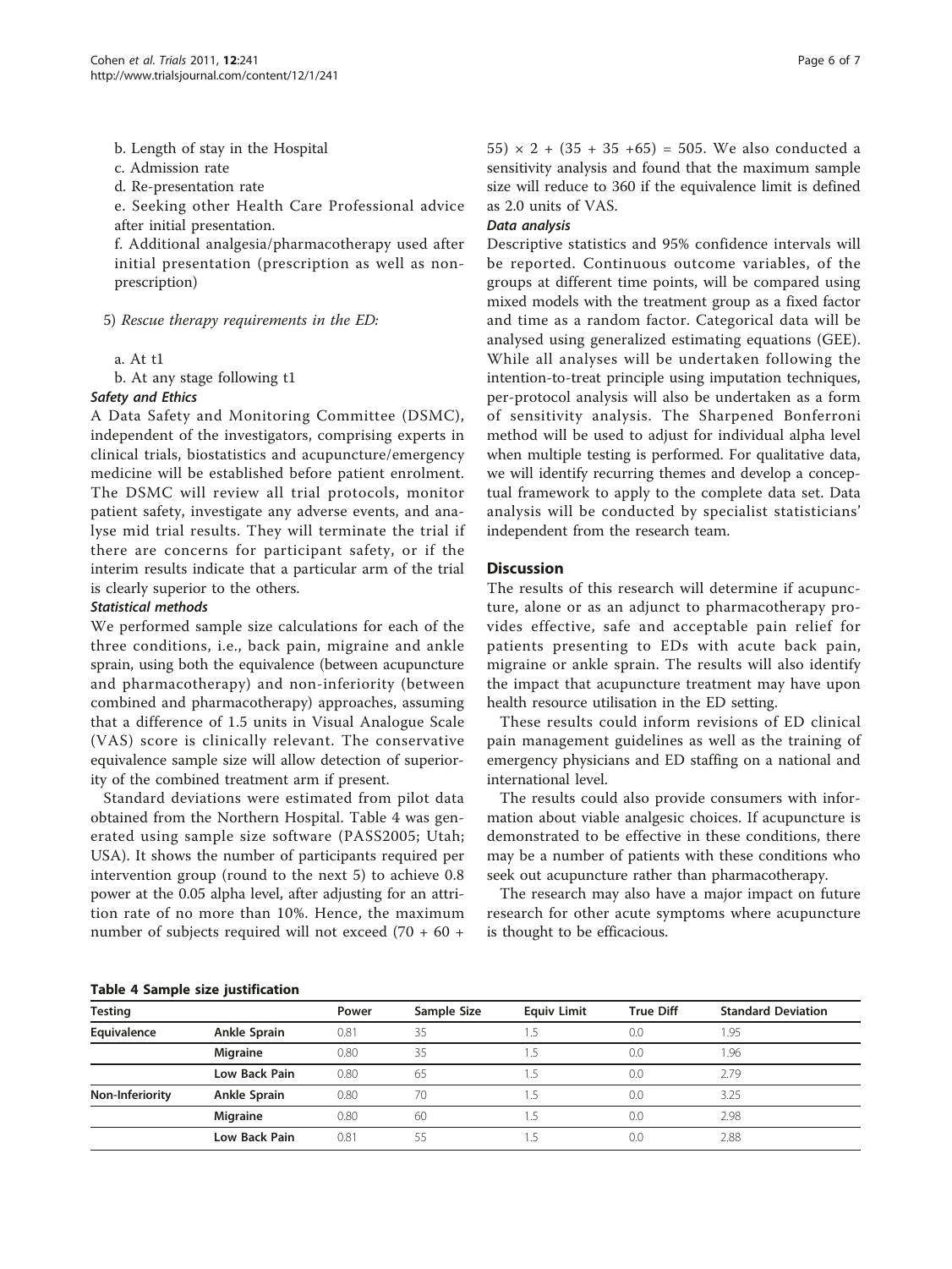b. Length of stay in the Hospital

c. Admission rate

d. Re-presentation rate

e. Seeking other Health Care Professional advice after initial presentation.

f. Additional analgesia/pharmacotherapy used after initial presentation (prescription as well as non-prescription)

5) *Rescue therapy requirements in the ED:*

a. At t1

b. At any stage following t1

### Safety and Ethics

A Data Safety and Monitoring Committee (DSMC), independent of the investigators, comprising experts in clinical trials, biostatistics and acupuncture/emergency medicine will be established before patient enrolment. The DSMC will review all trial protocols, monitor patient safety, investigate any adverse events, and analyse mid trial results. They will terminate the trial if there are concerns for participant safety, or if the interim results indicate that a particular arm of the trial is clearly superior to the others.

### Statistical methods

We performed sample size calculations for each of the three conditions, i.e., back pain, migraine and ankle sprain, using both the equivalence (between acupuncture and pharmacotherapy) and non-inferiority (between combined and pharmacotherapy) approaches, assuming that a difference of 1.5 units in Visual Analogue Scale (VAS) score is clinically relevant. The conservative equivalence sample size will allow detection of superiority of the combined treatment arm if present.

Standard deviations were estimated from pilot data obtained from the Northern Hospital. Table 4 was generated using sample size software (PASS2005; Utah; USA). It shows the number of participants required per intervention group (round to the next 5) to achieve 0.8 power at the 0.05 alpha level, after adjusting for an attrition rate of no more than 10%. Hence, the maximum number of subjects required will not exceed $(70 + 60 + 55) \times 2 + (35 + 35 + 65) = 505$. We also conducted a sensitivity analysis and found that the maximum sample size will reduce to 360 if the equivalence limit is defined as 2.0 units of VAS.

### Data analysis

Descriptive statistics and 95% confidence intervals will be reported. Continuous outcome variables, of the groups at different time points, will be compared using mixed models with the treatment group as a fixed factor and time as a random factor. Categorical data will be analysed using generalized estimating equations (GEE). While all analyses will be undertaken following the intention-to-treat principle using imputation techniques, per-protocol analysis will also be undertaken as a form of sensitivity analysis. The Sharpened Bonferroni method will be used to adjust for individual alpha level when multiple testing is performed. For qualitative data, we will identify recurring themes and develop a conceptual framework to apply to the complete data set. Data analysis will be conducted by specialist statisticians' independent from the research team.

## Discussion

The results of this research will determine if acupuncture, alone or as an adjunct to pharmacotherapy provides effective, safe and acceptable pain relief for patients presenting to EDs with acute back pain, migraine or ankle sprain. The results will also identify the impact that acupuncture treatment may have upon health resource utilisation in the ED setting.

These results could inform revisions of ED clinical pain management guidelines as well as the training of emergency physicians and ED staffing on a national and international level.

The results could also provide consumers with information about viable analgesic choices. If acupuncture is demonstrated to be effective in these conditions, there may be a number of patients with these conditions who seek out acupuncture rather than pharmacotherapy.

The research may also have a major impact on future research for other acute symptoms where acupuncture is thought to be efficacious.

**Table 4 Sample size justification**

| Testing | | Power | Sample Size | Equiv Limit | True Diff | Standard Deviation |
|---|---|---|---|---|---|---|
| **Equivalence** | **Ankle Sprain** | 0.81 | 35 | 1.5 | 0.0 | 1.95 |
| | **Migraine** | 0.80 | 35 | 1.5 | 0.0 | 1.96 |
| | **Low Back Pain** | 0.80 | 65 | 1.5 | 0.0 | 2.79 |
| **Non-Inferiority** | **Ankle Sprain** | 0.80 | 70 | 1.5 | 0.0 | 3.25 |
| | **Migraine** | 0.80 | 60 | 1.5 | 0.0 | 2.98 |
| | **Low Back Pain** | 0.81 | 55 | 1.5 | 0.0 | 2.88 |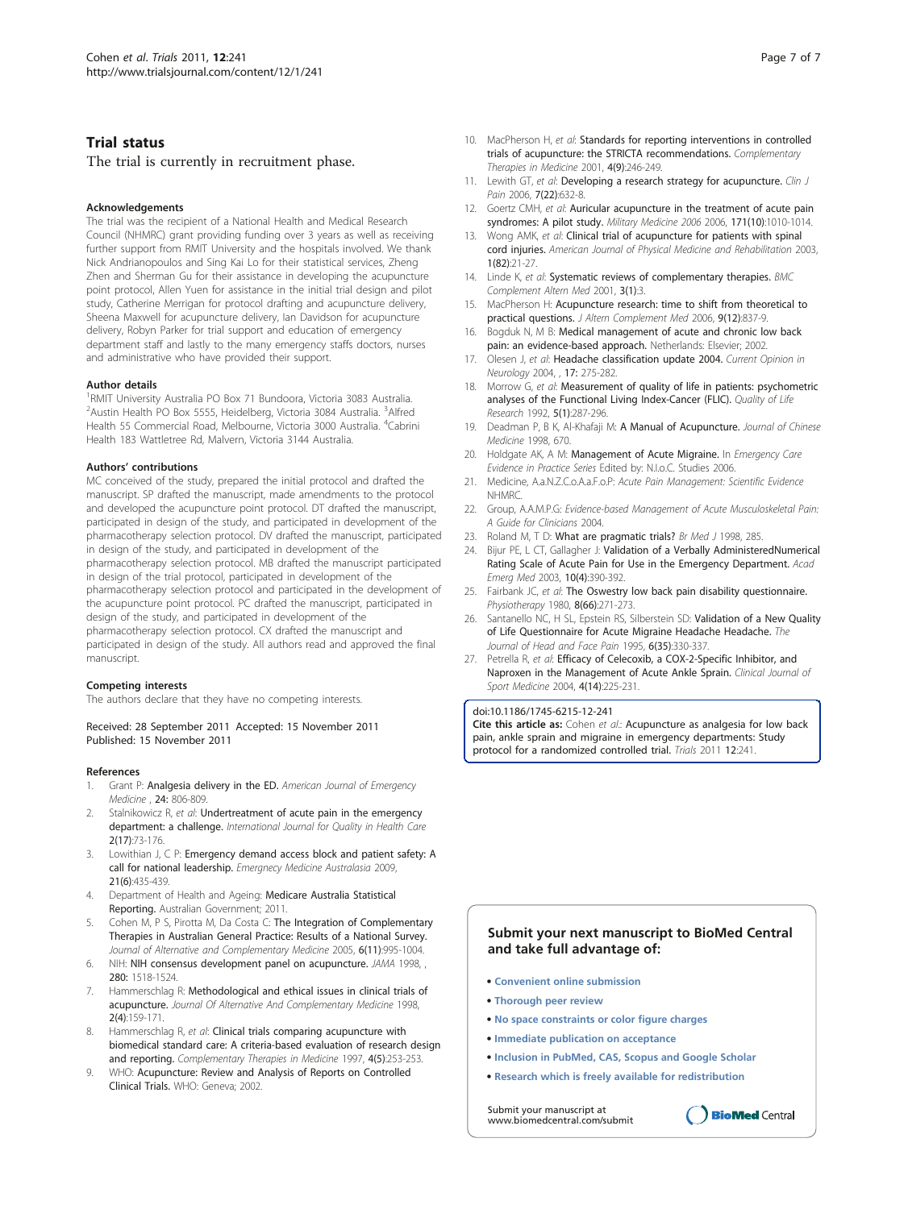## Trial status

The trial is currently in recruitment phase.

#### Acknowledgements

The trial was the recipient of a National Health and Medical Research Council (NHMRC) grant providing funding over 3 years as well as receiving further support from RMIT University and the hospitals involved. We thank Nick Andrianopoulos and Sing Kai Lo for their statistical services, Zheng Zhen and Sherman Gu for their assistance in developing the acupuncture point protocol, Allen Yuen for assistance in the initial trial design and pilot study, Catherine Merrigan for protocol drafting and acupuncture delivery, Sheena Maxwell for acupuncture delivery, Ian Davidson for acupuncture delivery, Robyn Parker for trial support and education of emergency department staff and lastly to the many emergency staffs doctors, nurses and administrative who have provided their support.

#### Author details

[1]RMIT University Australia PO Box 71 Bundoora, Victoria 3083 Australia. [2]Austin Health PO Box 5555, Heidelberg, Victoria 3084 Australia. [3]Alfred Health 55 Commercial Road, Melbourne, Victoria 3000 Australia. [4]Cabrini Health 183 Wattletree Rd, Malvern, Victoria 3144 Australia.

#### Authors' contributions

MC conceived of the study, prepared the initial protocol and drafted the manuscript. SP drafted the manuscript, made amendments to the protocol and developed the acupuncture point protocol. DT drafted the manuscript, participated in design of the study, and participated in development of the pharmacotherapy selection protocol. DV drafted the manuscript, participated in design of the study, and participated in development of the pharmacotherapy selection protocol. MB drafted the manuscript participated in design of the trial protocol, participated in development of the pharmacotherapy selection protocol and participated in the development of the acupuncture point protocol. PC drafted the manuscript, participated in design of the study, and participated in development of the pharmacotherapy selection protocol. CX drafted the manuscript and participated in design of the study. All authors read and approved the final manuscript.

#### Competing interests

The authors declare that they have no competing interests.

Received: 28 September 2011 Accepted: 15 November 2011
Published: 15 November 2011

#### References

1. Grant P: **Analgesia delivery in the ED.** *American Journal of Emergency Medicine* , **24:** 806-809.
2. Stalnikowicz R, *et al*: **Undertreatment of acute pain in the emergency department: a challenge.** *International Journal for Quality in Health Care* 2(17):73-176.
3. Lowithian J, C P: **Emergency demand access block and patient safety: A call for national leadership.** *Emergency Medicine Australasia* 2009, **21(6)**:435-439.
4. Department of Health and Ageing: **Medicare Australia Statistical Reporting.** Australian Government; 2011.
5. Cohen M, P S, Pirotta M, Da Costa C: **The Integration of Complementary Therapies in Australian General Practice: Results of a National Survey.** *Journal of Alternative and Complementary Medicine* 2005, **6(11)**:995-1004.
6. NIH: **NIH consensus development panel on acupuncture.** *JAMA* 1998, , **280:** 1518-1524.
7. Hammerschlag R: **Methodological and ethical issues in clinical trials of acupuncture.** *Journal Of Alternative And Complementary Medicine* 1998, **2(4)**:159-171.
8. Hammerschlag R, *et al*: **Clinical trials comparing acupuncture with biomedical standard care: A criteria-based evaluation of research design and reporting.** *Complementary Therapies in Medicine* 1997, **4(5)**:253-253.
9. WHO: **Acupuncture: Review and Analysis of Reports on Controlled Clinical Trials.** WHO: Geneva; 2002.
10. MacPherson H, *et al*: **Standards for reporting interventions in controlled trials of acupuncture: the STRICTA recommendations.** *Complementary Therapies in Medicine* 2001, **4(9)**:246-249.
11. Lewith GT, *et al*: **Developing a research strategy for acupuncture.** *Clin J Pain* 2006, **7(22)**:632-8.
12. Goertz CMH, *et al*: **Auricular acupuncture in the treatment of acute pain syndromes: A pilot study.** *Military Medicine 2006* 2006, **171(10)**:1010-1014.
13. Wong AMK, *et al*: **Clinical trial of acupuncture for patients with spinal cord injuries.** *American Journal of Physical Medicine and Rehabilitation* 2003, **1(82)**:21-27.
14. Linde K, *et al*: **Systematic reviews of complementary therapies.** *BMC Complement Altern Med* 2001, **3(1)**:3.
15. MacPherson H: **Acupuncture research: time to shift from theoretical to practical questions.** *J Altern Complement Med* 2006, **9(12)**:837-9.
16. Bogduk N, M B: **Medical management of acute and chronic low back pain: an evidence-based approach.** Netherlands: Elsevier; 2002.
17. Olesen J, *et al*: **Headache classification update 2004.** *Current Opinion in Neurology* 2004, , **17:** 275-282.
18. Morrow G, *et al*: **Measurement of quality of life in patients: psychometric analyses of the Functional Living Index-Cancer (FLIC).** *Quality of Life Research* 1992, **5(1)**:287-296.
19. Deadman P, B K, Al-Khafaji M: **A Manual of Acupuncture.** *Journal of Chinese Medicine* 1998, 670.
20. Holdgate AK, A M: **Management of Acute Migraine.** In *Emergency Care Evidence in Practice Series* Edited by: N.I.o.C. Studies 2006.
21. Medicine, A.a.N.Z.C.o.A.a.F.o.P: *Acute Pain Management: Scientific Evidence* NHMRC.
22. Group, A.A.M.P.G: *Evidence-based Management of Acute Musculoskeletal Pain: A Guide for Clinicians* 2004.
23. Roland M, T D: **What are pragmatic trials?** *Br Med J* 1998, 285.
24. Bijur PE, L CT, Gallagher J: **Validation of a Verbally AdministeredNumerical Rating Scale of Acute Pain for Use in the Emergency Department.** *Acad Emerg Med* 2003, **10(4)**:390-392.
25. Fairbank JC, *et al*: **The Oswestry low back pain disability questionnaire.** *Physiotherapy* 1980, **8(66)**:271-273.
26. Santanello NC, H SL, Epstein RS, Silberstein SD: **Validation of a New Quality of Life Questionnaire for Acute Migraine Headache Headache.** *The Journal of Head and Face Pain* 1995, **6(35)**:330-337.
27. Petrella R, *et al*: **Efficacy of Celecoxib, a COX-2-Specific Inhibitor, and Naproxen in the Management of Acute Ankle Sprain.** *Clinical Journal of Sport Medicine* 2004, **4(14)**:225-231.

doi:10.1186/1745-6215-12-241
**Cite this article as:** Cohen *et al.*: Acupuncture as analgesia for low back pain, ankle sprain and migraine in emergency departments: Study protocol for a randomized controlled trial. *Trials* 2011 **12**:241.

**Submit your next manuscript to BioMed Central and take full advantage of:**

- Convenient online submission
- Thorough peer review
- No space constraints or color figure charges
- Immediate publication on acceptance
- Inclusion in PubMed, CAS, Scopus and Google Scholar
- Research which is freely available for redistribution

Submit your manuscript at www.biomedcentral.com/submit

BioMed Central